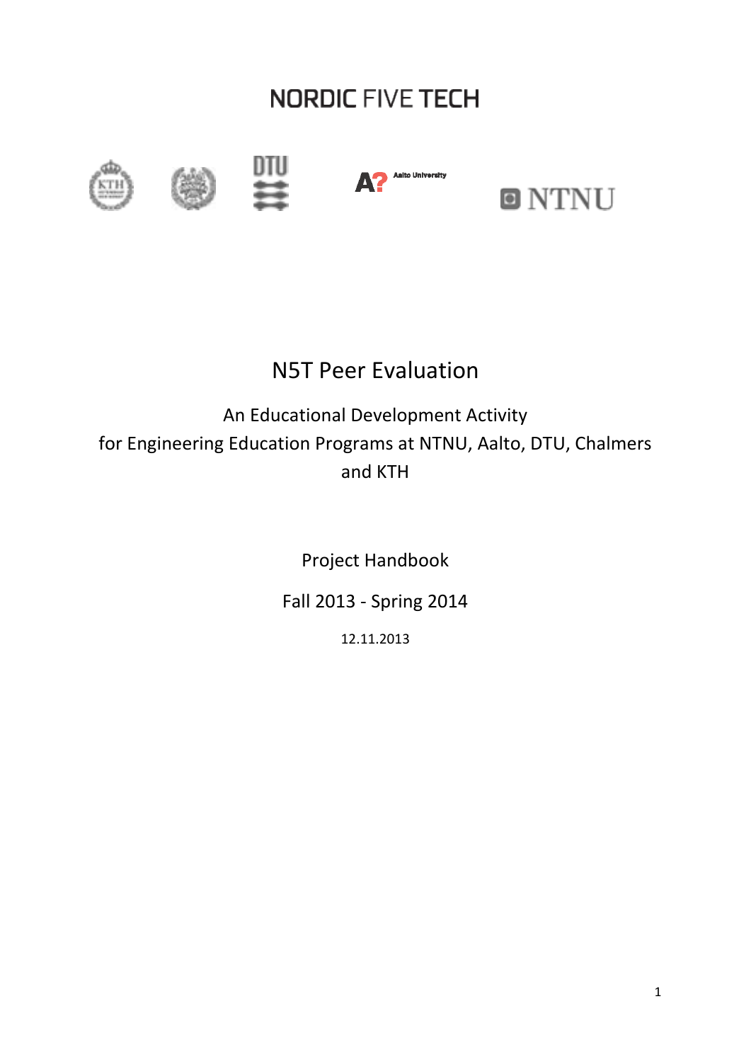NORDIC FIVE TECH

Aalto University

NTNU

# N5T Peer Evaluation

An Educational Development Activity
for Engineering Education Programs at NTNU, Aalto, DTU, Chalmers and KTH

Project Handbook

Fall 2013 - Spring 2014

12.11.2013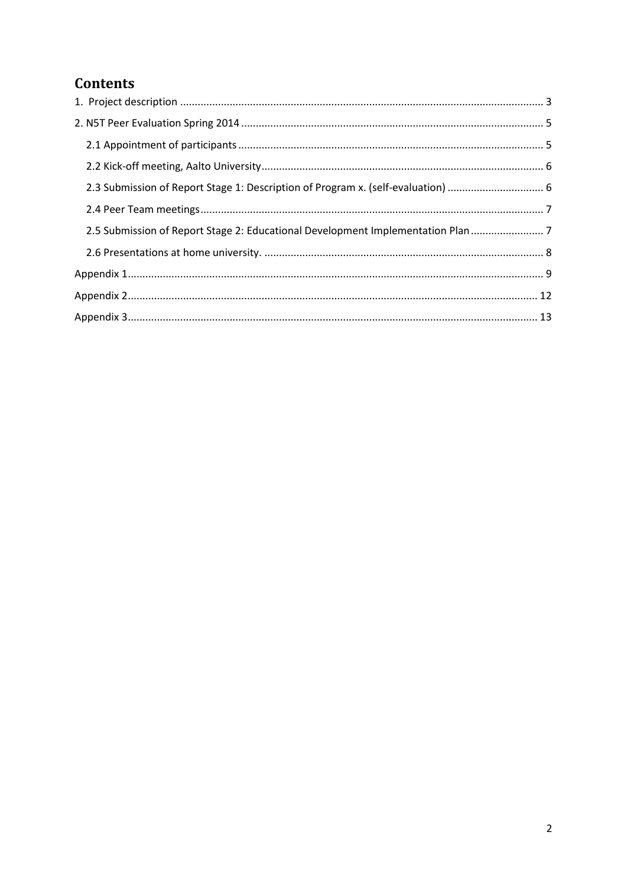# Contents

1. Project description ........................................................................................................................ 3

2. N5T Peer Evaluation Spring 2014 ..................................................................................................... 5

  2.1 Appointment of participants ..................................................................................................... 5

  2.2 Kick-off meeting, Aalto University ............................................................................................. 6

  2.3 Submission of Report Stage 1: Description of Program x. (self-evaluation) ................................ 6

  2.4 Peer Team meetings .................................................................................................................. 7

  2.5 Submission of Report Stage 2: Educational Development Implementation Plan ........................ 7

  2.6 Presentations at home university. ............................................................................................. 8

Appendix 1 .......................................................................................................................................... 9

Appendix 2 ........................................................................................................................................ 12

Appendix 3 ........................................................................................................................................ 13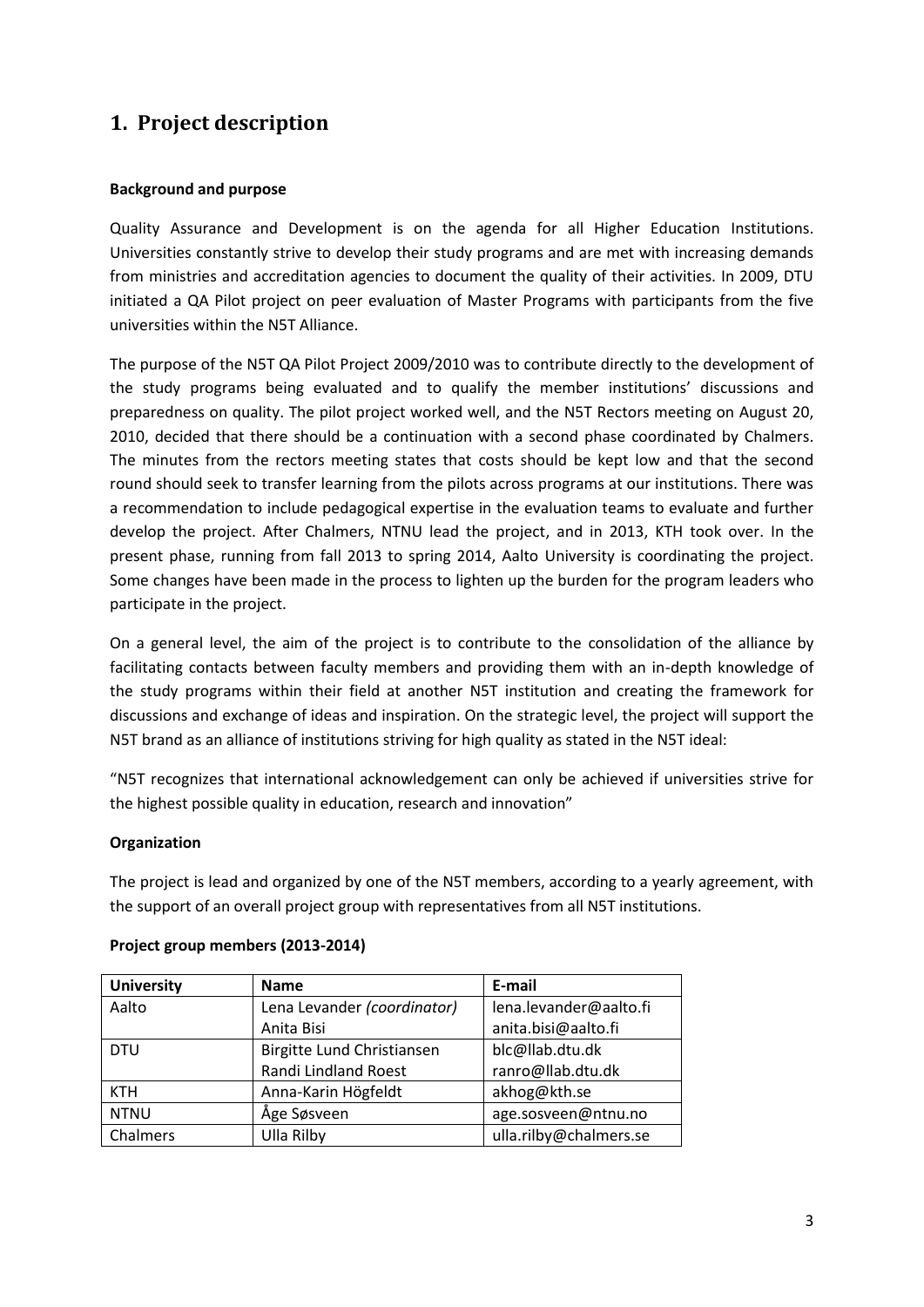# 1. Project description

**Background and purpose**

Quality Assurance and Development is on the agenda for all Higher Education Institutions. Universities constantly strive to develop their study programs and are met with increasing demands from ministries and accreditation agencies to document the quality of their activities. In 2009, DTU initiated a QA Pilot project on peer evaluation of Master Programs with participants from the five universities within the N5T Alliance.

The purpose of the N5T QA Pilot Project 2009/2010 was to contribute directly to the development of the study programs being evaluated and to qualify the member institutions' discussions and preparedness on quality. The pilot project worked well, and the N5T Rectors meeting on August 20, 2010, decided that there should be a continuation with a second phase coordinated by Chalmers. The minutes from the rectors meeting states that costs should be kept low and that the second round should seek to transfer learning from the pilots across programs at our institutions. There was a recommendation to include pedagogical expertise in the evaluation teams to evaluate and further develop the project. After Chalmers, NTNU lead the project, and in 2013, KTH took over. In the present phase, running from fall 2013 to spring 2014, Aalto University is coordinating the project. Some changes have been made in the process to lighten up the burden for the program leaders who participate in the project.

On a general level, the aim of the project is to contribute to the consolidation of the alliance by facilitating contacts between faculty members and providing them with an in-depth knowledge of the study programs within their field at another N5T institution and creating the framework for discussions and exchange of ideas and inspiration. On the strategic level, the project will support the N5T brand as an alliance of institutions striving for high quality as stated in the N5T ideal:

"N5T recognizes that international acknowledgement can only be achieved if universities strive for the highest possible quality in education, research and innovation"

**Organization**

The project is lead and organized by one of the N5T members, according to a yearly agreement, with the support of an overall project group with representatives from all N5T institutions.

**Project group members (2013-2014)**

| University | Name | E-mail |
|---|---|---|
| Aalto | Lena Levander *(coordinator)*<br>Anita Bisi | lena.levander@aalto.fi<br>anita.bisi@aalto.fi |
| DTU | Birgitte Lund Christiansen<br>Randi Lindland Roest | blc@llab.dtu.dk<br>ranro@llab.dtu.dk |
| KTH | Anna-Karin Högfeldt | akhog@kth.se |
| NTNU | Åge Søsveen | age.sosveen@ntnu.no |
| Chalmers | Ulla Rilby | ulla.rilby@chalmers.se |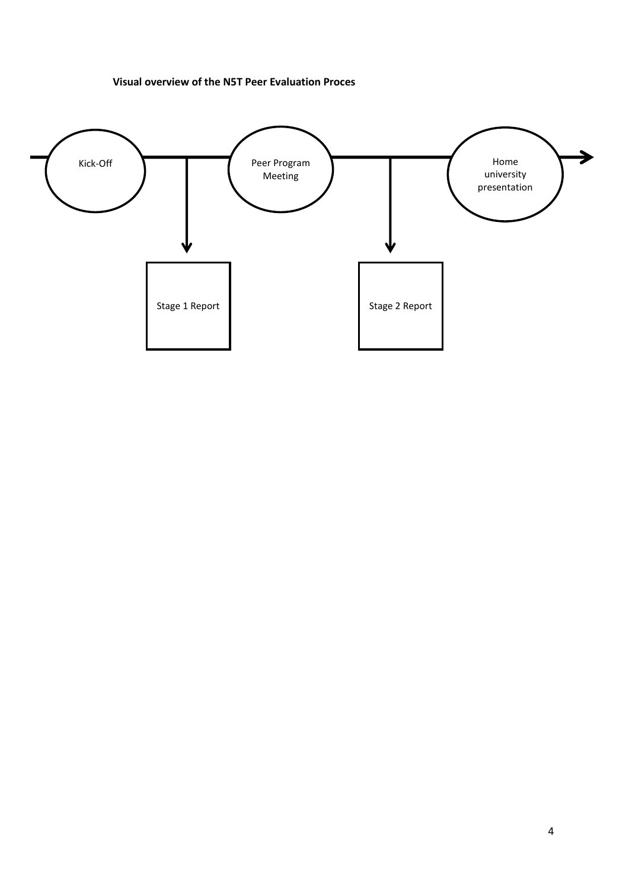**Visual overview of the N5T Peer Evaluation Proces**

Kick-Off

Peer Program Meeting

Home university presentation

Stage 1 Report

Stage 2 Report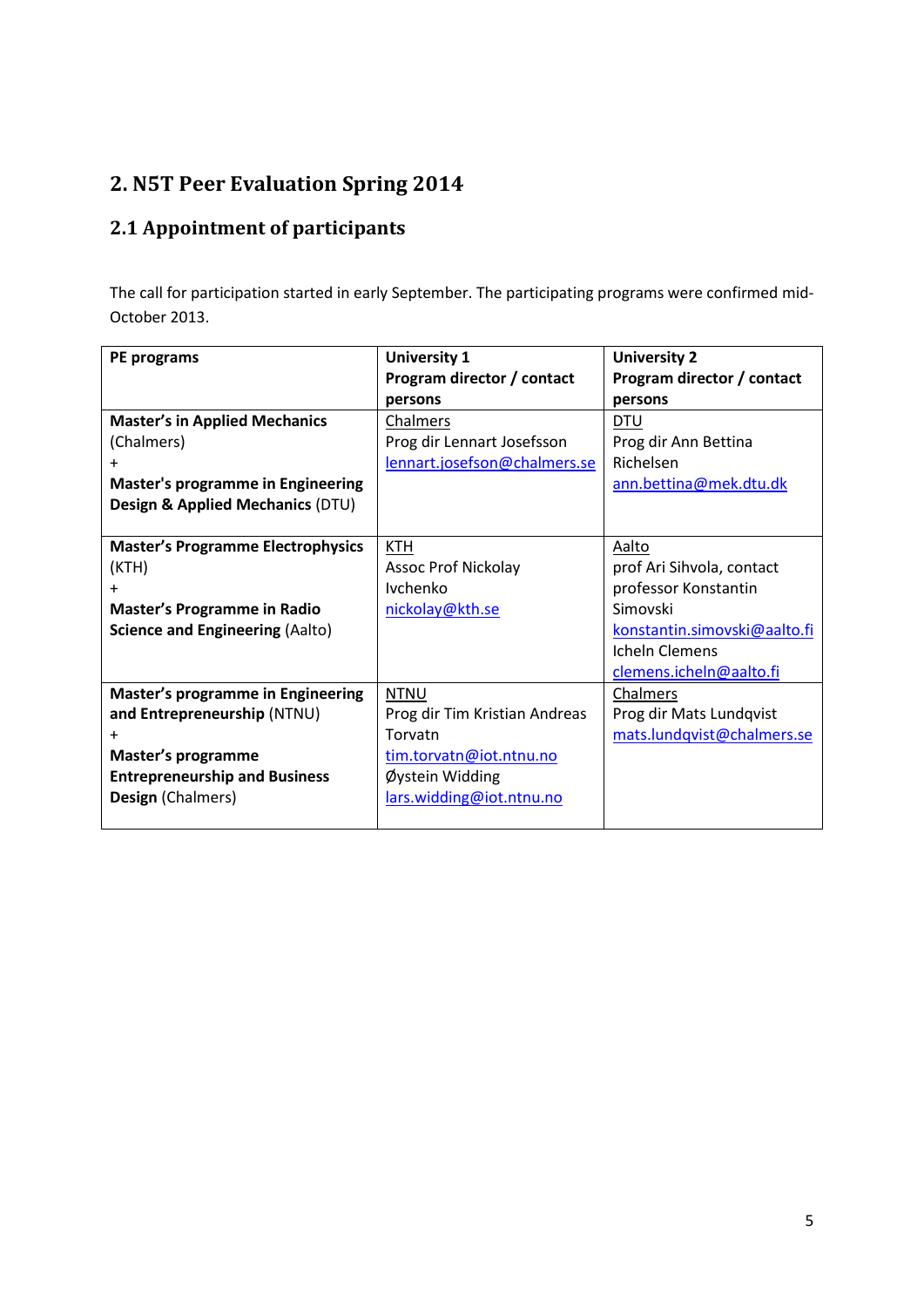## 2. N5T Peer Evaluation Spring 2014

### 2.1 Appointment of participants

The call for participation started in early September. The participating programs were confirmed mid-October 2013.

| PE programs | University 1<br>Program director / contact persons | University 2<br>Program director / contact persons |
|---|---|---|
| **Master's in Applied Mechanics** (Chalmers)<br>+<br>**Master's programme in Engineering Design & Applied Mechanics** (DTU) | Chalmers<br>Prog dir Lennart Josefsson<br>lennart.josefson@chalmers.se | DTU<br>Prog dir Ann Bettina Richelsen<br>ann.bettina@mek.dtu.dk |
| **Master's Programme Electrophysics** (KTH)<br>+<br>**Master's Programme in Radio Science and Engineering** (Aalto) | KTH<br>Assoc Prof Nickolay Ivchenko<br>nickolay@kth.se | Aalto<br>prof Ari Sihvola, contact professor Konstantin Simovski<br>konstantin.simovski@aalto.fi<br>Icheln Clemens<br>clemens.icheln@aalto.fi |
| **Master's programme in Engineering and Entrepreneurship** (NTNU)<br>+<br>**Master's programme Entrepreneurship and Business Design** (Chalmers) | NTNU<br>Prog dir Tim Kristian Andreas Torvatn<br>tim.torvatn@iot.ntnu.no<br>Øystein Widding<br>lars.widding@iot.ntnu.no | Chalmers<br>Prog dir Mats Lundqvist<br>mats.lundqvist@chalmers.se |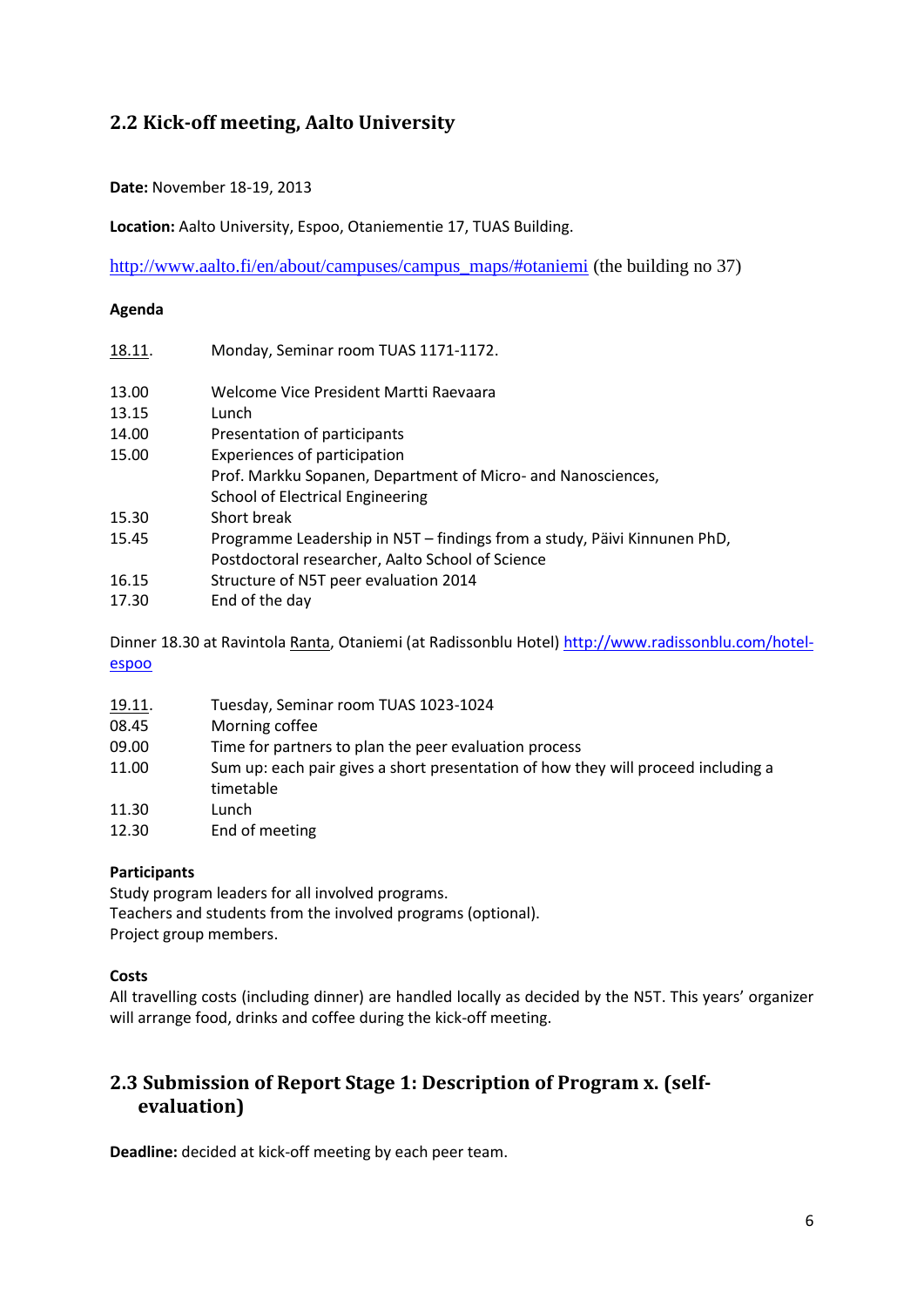## 2.2 Kick-off meeting, Aalto University

**Date:** November 18-19, 2013

**Location:** Aalto University, Espoo, Otaniementie 17, TUAS Building.

http://www.aalto.fi/en/about/campuses/campus_maps/#otaniemi (the building no 37)

**Agenda**

| | |
|---|---|
| 18.11. | Monday, Seminar room TUAS 1171-1172. |
| 13.00 | Welcome Vice President Martti Raevaara |
| 13.15 | Lunch |
| 14.00 | Presentation of participants |
| 15.00 | Experiences of participation<br>Prof. Markku Sopanen, Department of Micro- and Nanosciences, School of Electrical Engineering |
| 15.30 | Short break |
| 15.45 | Programme Leadership in N5T – findings from a study, Päivi Kinnunen PhD, Postdoctoral researcher, Aalto School of Science |
| 16.15 | Structure of N5T peer evaluation 2014 |
| 17.30 | End of the day |

Dinner 18.30 at Ravintola Ranta, Otaniemi (at Radissonblu Hotel) http://www.radissonblu.com/hotel-espoo

| | |
|---|---|
| 19.11. | Tuesday, Seminar room TUAS 1023-1024 |
| 08.45 | Morning coffee |
| 09.00 | Time for partners to plan the peer evaluation process |
| 11.00 | Sum up: each pair gives a short presentation of how they will proceed including a timetable |
| 11.30 | Lunch |
| 12.30 | End of meeting |

**Participants**

Study program leaders for all involved programs.
Teachers and students from the involved programs (optional).
Project group members.

**Costs**

All travelling costs (including dinner) are handled locally as decided by the N5T. This years' organizer will arrange food, drinks and coffee during the kick-off meeting.

## 2.3 Submission of Report Stage 1: Description of Program x. (self-evaluation)

**Deadline:** decided at kick-off meeting by each peer team.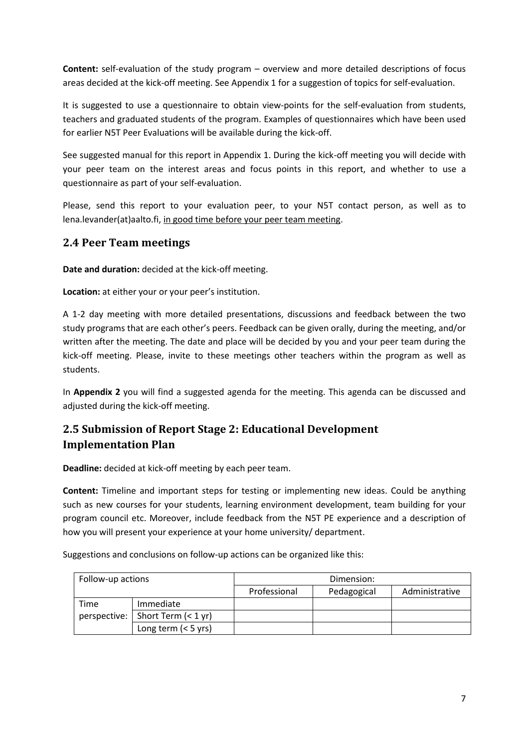**Content:** self-evaluation of the study program – overview and more detailed descriptions of focus areas decided at the kick-off meeting. See Appendix 1 for a suggestion of topics for self-evaluation.

It is suggested to use a questionnaire to obtain view-points for the self-evaluation from students, teachers and graduated students of the program. Examples of questionnaires which have been used for earlier N5T Peer Evaluations will be available during the kick-off.

See suggested manual for this report in Appendix 1. During the kick-off meeting you will decide with your peer team on the interest areas and focus points in this report, and whether to use a questionnaire as part of your self-evaluation.

Please, send this report to your evaluation peer, to your N5T contact person, as well as to lena.levander(at)aalto.fi, <u>in good time before your peer team meeting</u>.

## 2.4 Peer Team meetings

**Date and duration:** decided at the kick-off meeting.

**Location:** at either your or your peer's institution.

A 1-2 day meeting with more detailed presentations, discussions and feedback between the two study programs that are each other's peers. Feedback can be given orally, during the meeting, and/or written after the meeting. The date and place will be decided by you and your peer team during the kick-off meeting. Please, invite to these meetings other teachers within the program as well as students.

In **Appendix 2** you will find a suggested agenda for the meeting. This agenda can be discussed and adjusted during the kick-off meeting.

## 2.5 Submission of Report Stage 2: Educational Development Implementation Plan

**Deadline:** decided at kick-off meeting by each peer team.

**Content:** Timeline and important steps for testing or implementing new ideas. Could be anything such as new courses for your students, learning environment development, team building for your program council etc. Moreover, include feedback from the N5T PE experience and a description of how you will present your experience at your home university/ department.

Suggestions and conclusions on follow-up actions can be organized like this:

| Follow-up actions | | Dimension: | | |
|---|---|---|---|---|
| | | Professional | Pedagogical | Administrative |
| Time perspective: | Immediate | | | |
| | Short Term (< 1 yr) | | | |
| | Long term (< 5 yrs) | | | |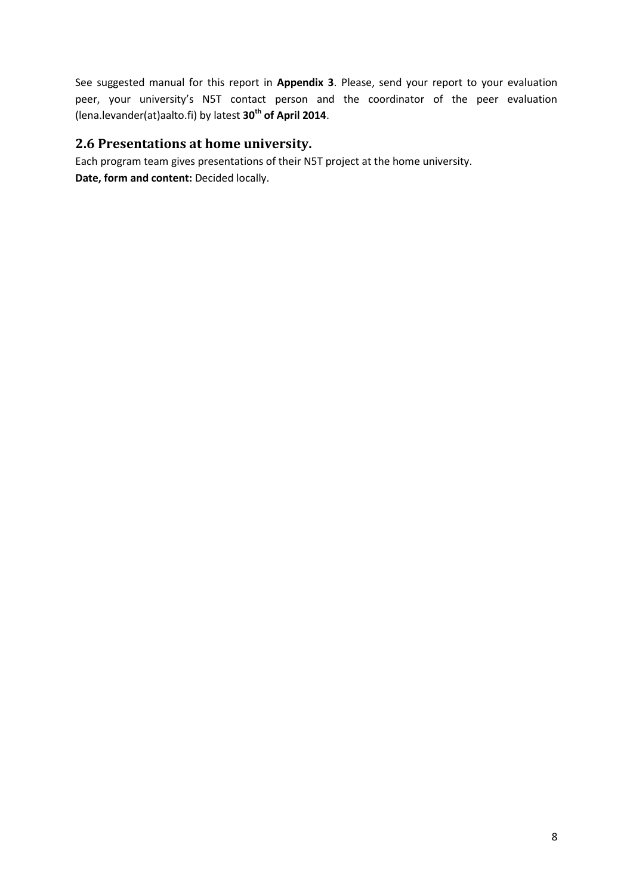See suggested manual for this report in **Appendix 3**. Please, send your report to your evaluation peer, your university's N5T contact person and the coordinator of the peer evaluation (lena.levander(at)aalto.fi) by latest **30th of April 2014**.

## 2.6 Presentations at home university.

Each program team gives presentations of their N5T project at the home university.

**Date, form and content:** Decided locally.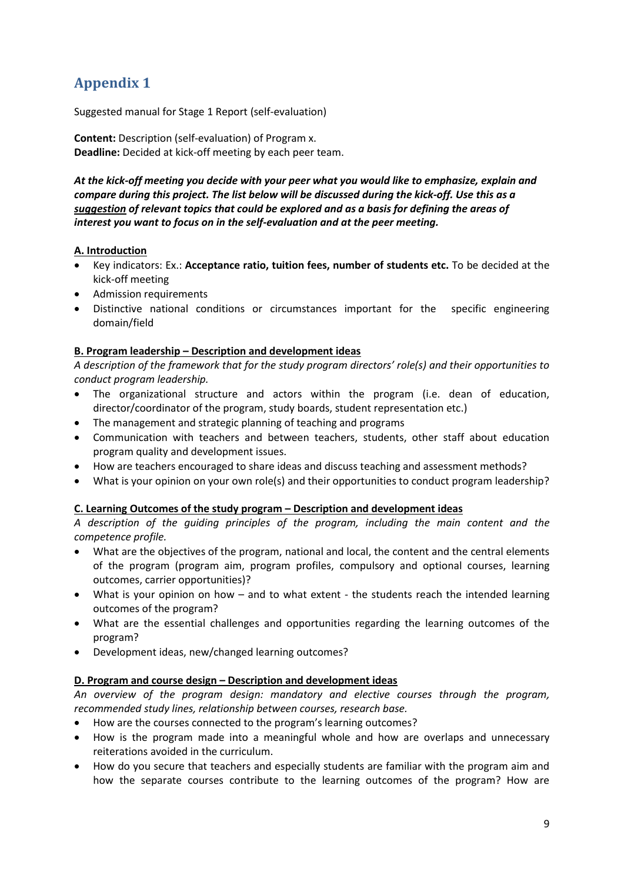# Appendix 1

Suggested manual for Stage 1 Report (self-evaluation)

**Content:** Description (self-evaluation) of Program x.
**Deadline:** Decided at kick-off meeting by each peer team.

***At the kick-off meeting you decide with your peer what you would like to emphasize, explain and compare during this project. The list below will be discussed during the kick-off. Use this as a <u>suggestion</u> of relevant topics that could be explored and as a basis for defining the areas of interest you want to focus on in the self-evaluation and at the peer meeting.***

**<u>A. Introduction</u>**

- Key indicators: Ex.: **Acceptance ratio, tuition fees, number of students etc.** To be decided at the kick-off meeting
- Admission requirements
- Distinctive national conditions or circumstances important for the specific engineering domain/field

**<u>B. Program leadership – Description and development ideas</u>**

*A description of the framework that for the study program directors' role(s) and their opportunities to conduct program leadership.*

- The organizational structure and actors within the program (i.e. dean of education, director/coordinator of the program, study boards, student representation etc.)
- The management and strategic planning of teaching and programs
- Communication with teachers and between teachers, students, other staff about education program quality and development issues.
- How are teachers encouraged to share ideas and discuss teaching and assessment methods?
- What is your opinion on your own role(s) and their opportunities to conduct program leadership?

**<u>C. Learning Outcomes of the study program – Description and development ideas</u>**

*A description of the guiding principles of the program, including the main content and the competence profile.*

- What are the objectives of the program, national and local, the content and the central elements of the program (program aim, program profiles, compulsory and optional courses, learning outcomes, carrier opportunities)?
- What is your opinion on how – and to what extent - the students reach the intended learning outcomes of the program?
- What are the essential challenges and opportunities regarding the learning outcomes of the program?
- Development ideas, new/changed learning outcomes?

**<u>D. Program and course design – Description and development ideas</u>**

*An overview of the program design: mandatory and elective courses through the program, recommended study lines, relationship between courses, research base.*

- How are the courses connected to the program's learning outcomes?
- How is the program made into a meaningful whole and how are overlaps and unnecessary reiterations avoided in the curriculum.
- How do you secure that teachers and especially students are familiar with the program aim and how the separate courses contribute to the learning outcomes of the program? How are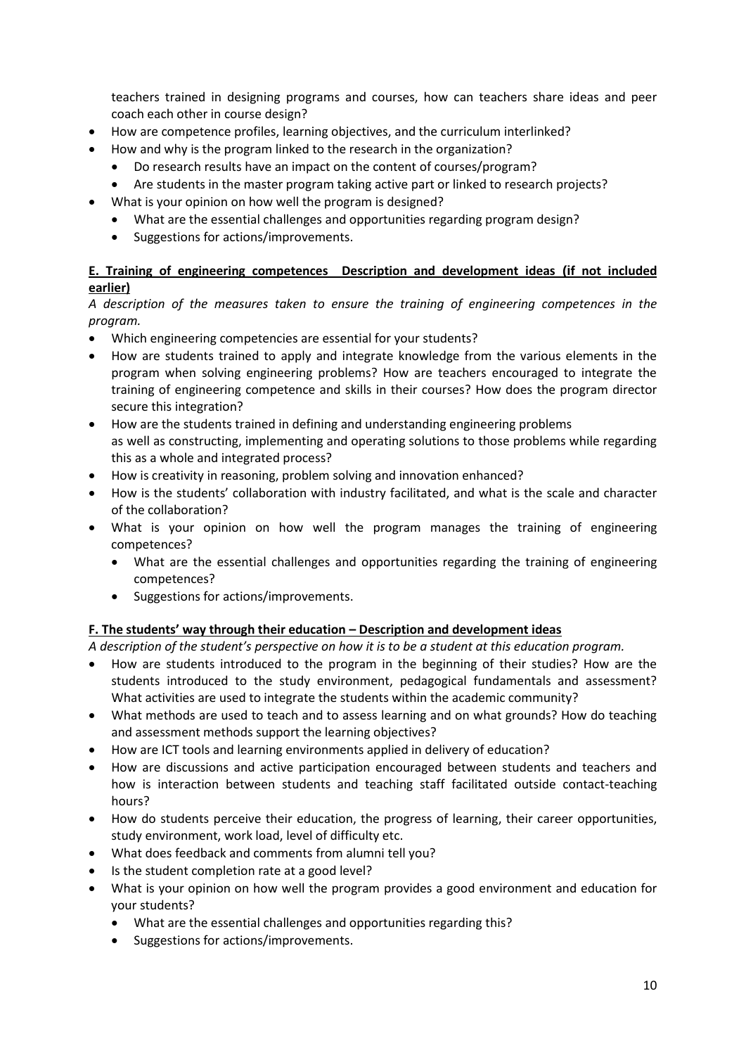teachers trained in designing programs and courses, how can teachers share ideas and peer coach each other in course design?

- How are competence profiles, learning objectives, and the curriculum interlinked?
- How and why is the program linked to the research in the organization?
  - Do research results have an impact on the content of courses/program?
  - Are students in the master program taking active part or linked to research projects?
- What is your opinion on how well the program is designed?
  - What are the essential challenges and opportunities regarding program design?
  - Suggestions for actions/improvements.

**E. Training of engineering competences Description and development ideas (if not included earlier)**

*A description of the measures taken to ensure the training of engineering competences in the program.*

- Which engineering competencies are essential for your students?
- How are students trained to apply and integrate knowledge from the various elements in the program when solving engineering problems? How are teachers encouraged to integrate the training of engineering competence and skills in their courses? How does the program director secure this integration?
- How are the students trained in defining and understanding engineering problems as well as constructing, implementing and operating solutions to those problems while regarding this as a whole and integrated process?
- How is creativity in reasoning, problem solving and innovation enhanced?
- How is the students' collaboration with industry facilitated, and what is the scale and character of the collaboration?
- What is your opinion on how well the program manages the training of engineering competences?
  - What are the essential challenges and opportunities regarding the training of engineering competences?
  - Suggestions for actions/improvements.

**F. The students' way through their education – Description and development ideas**

*A description of the student's perspective on how it is to be a student at this education program.*

- How are students introduced to the program in the beginning of their studies? How are the students introduced to the study environment, pedagogical fundamentals and assessment? What activities are used to integrate the students within the academic community?
- What methods are used to teach and to assess learning and on what grounds? How do teaching and assessment methods support the learning objectives?
- How are ICT tools and learning environments applied in delivery of education?
- How are discussions and active participation encouraged between students and teachers and how is interaction between students and teaching staff facilitated outside contact-teaching hours?
- How do students perceive their education, the progress of learning, their career opportunities, study environment, work load, level of difficulty etc.
- What does feedback and comments from alumni tell you?
- Is the student completion rate at a good level?
- What is your opinion on how well the program provides a good environment and education for your students?
  - What are the essential challenges and opportunities regarding this?
  - Suggestions for actions/improvements.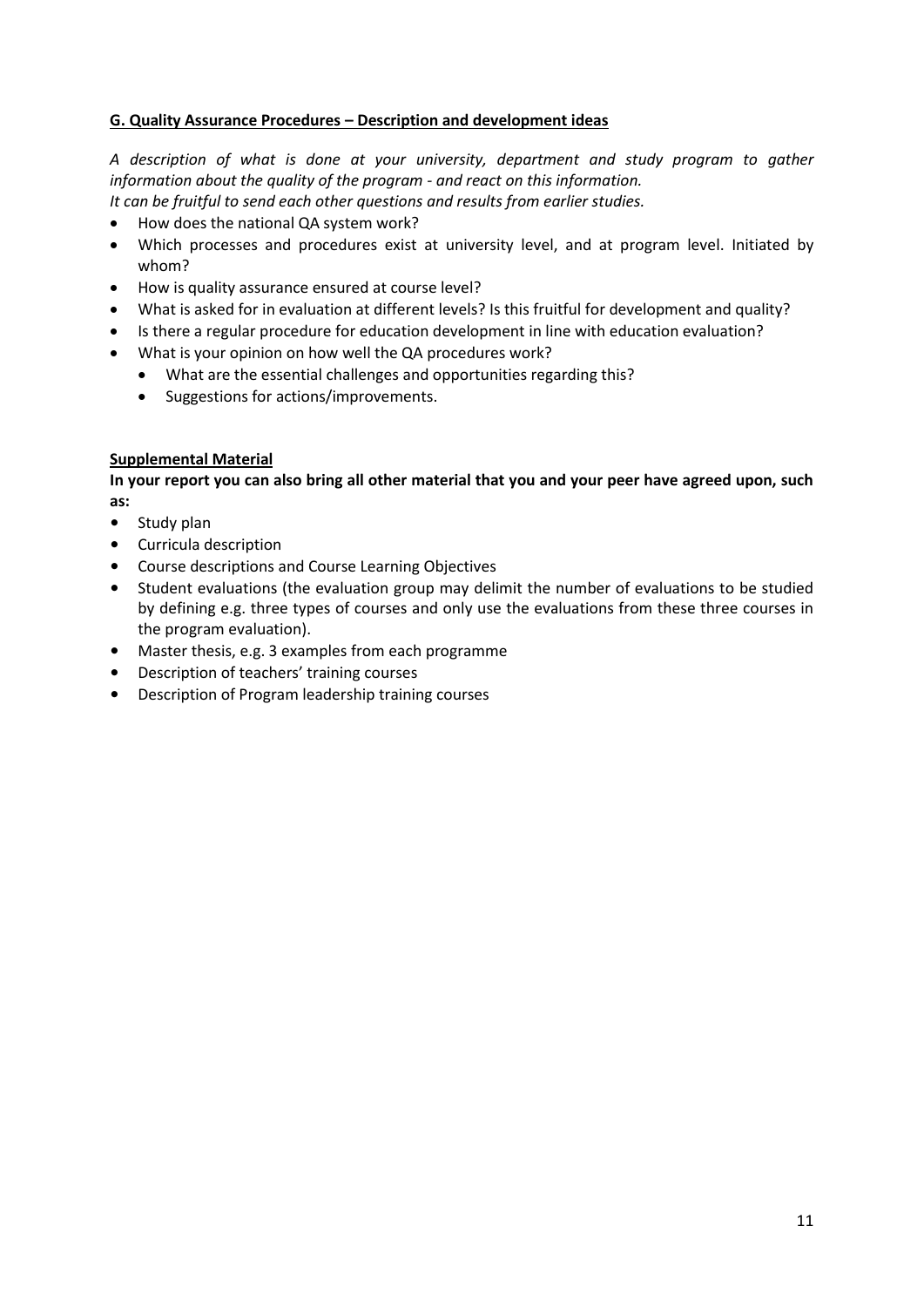**G. Quality Assurance Procedures – Description and development ideas**

*A description of what is done at your university, department and study program to gather information about the quality of the program - and react on this information.*

*It can be fruitful to send each other questions and results from earlier studies.*

- How does the national QA system work?
- Which processes and procedures exist at university level, and at program level. Initiated by whom?
- How is quality assurance ensured at course level?
- What is asked for in evaluation at different levels? Is this fruitful for development and quality?
- Is there a regular procedure for education development in line with education evaluation?
- What is your opinion on how well the QA procedures work?
    - What are the essential challenges and opportunities regarding this?
    - Suggestions for actions/improvements.

**Supplemental Material**

**In your report you can also bring all other material that you and your peer have agreed upon, such as:**

- Study plan
- Curricula description
- Course descriptions and Course Learning Objectives
- Student evaluations (the evaluation group may delimit the number of evaluations to be studied by defining e.g. three types of courses and only use the evaluations from these three courses in the program evaluation).
- Master thesis, e.g. 3 examples from each programme
- Description of teachers' training courses
- Description of Program leadership training courses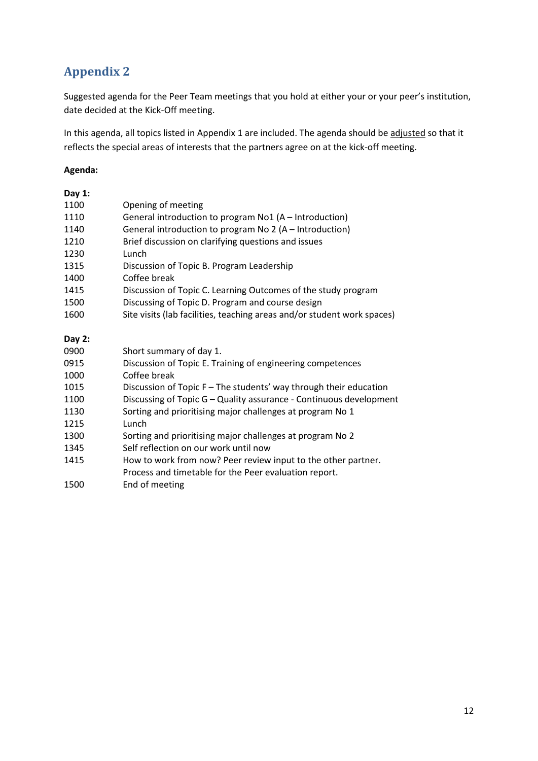## Appendix 2

Suggested agenda for the Peer Team meetings that you hold at either your or your peer's institution, date decided at the Kick-Off meeting.

In this agenda, all topics listed in Appendix 1 are included. The agenda should be adjusted so that it reflects the special areas of interests that the partners agree on at the kick-off meeting.

**Agenda:**

**Day 1:**

| | |
|---|---|
| 1100 | Opening of meeting |
| 1110 | General introduction to program No1 (A – Introduction) |
| 1140 | General introduction to program No 2 (A – Introduction) |
| 1210 | Brief discussion on clarifying questions and issues |
| 1230 | Lunch |
| 1315 | Discussion of Topic B. Program Leadership |
| 1400 | Coffee break |
| 1415 | Discussion of Topic C. Learning Outcomes of the study program |
| 1500 | Discussing of Topic D. Program and course design |
| 1600 | Site visits (lab facilities, teaching areas and/or student work spaces) |

**Day 2:**

| | |
|---|---|
| 0900 | Short summary of day 1. |
| 0915 | Discussion of Topic E. Training of engineering competences |
| 1000 | Coffee break |
| 1015 | Discussion of Topic F – The students' way through their education |
| 1100 | Discussing of Topic G – Quality assurance - Continuous development |
| 1130 | Sorting and prioritising major challenges at program No 1 |
| 1215 | Lunch |
| 1300 | Sorting and prioritising major challenges at program No 2 |
| 1345 | Self reflection on our work until now |
| 1415 | How to work from now? Peer review input to the other partner. Process and timetable for the Peer evaluation report. |
| 1500 | End of meeting |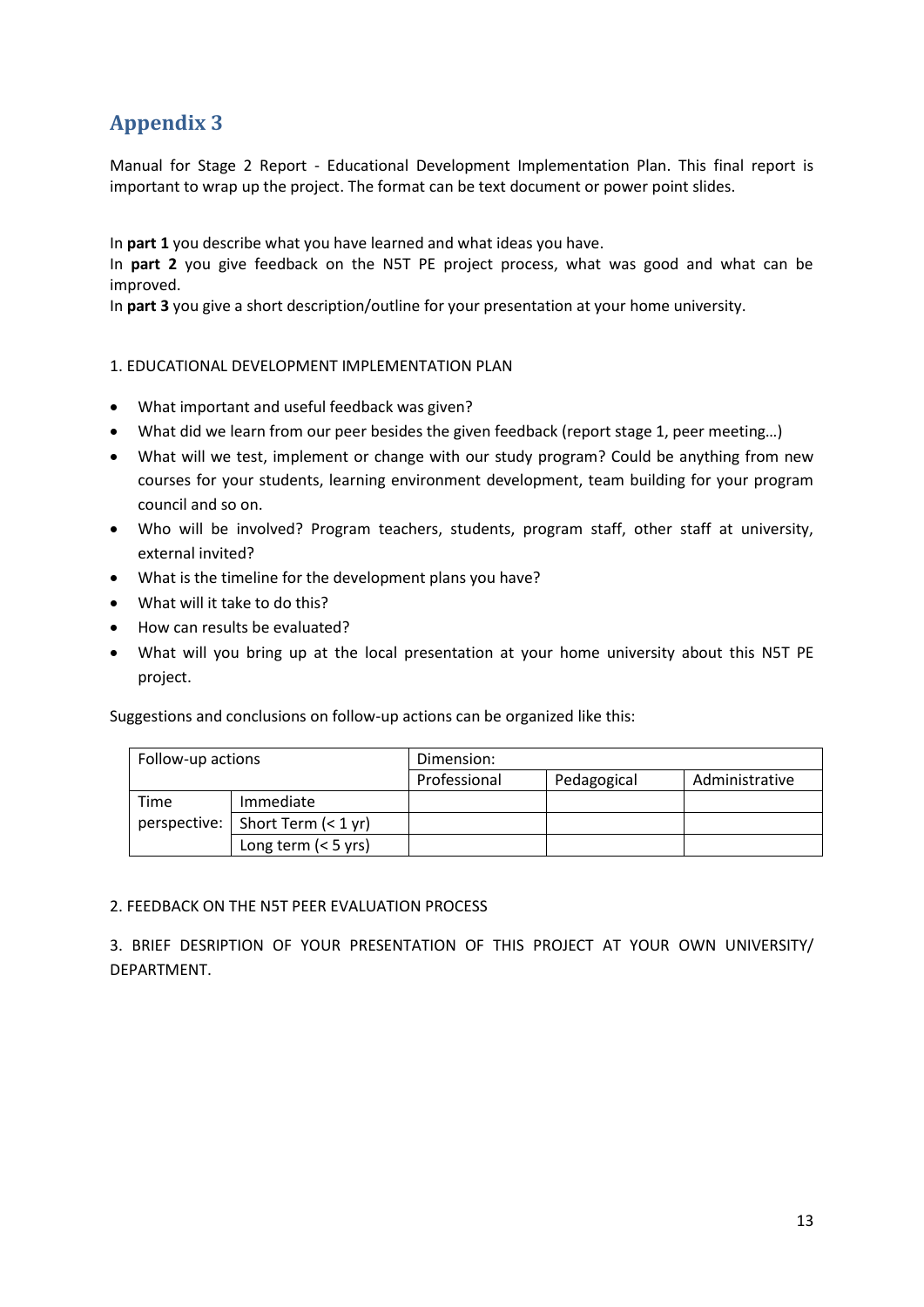## Appendix 3

Manual for Stage 2 Report - Educational Development Implementation Plan. This final report is important to wrap up the project. The format can be text document or power point slides.

In **part 1** you describe what you have learned and what ideas you have.
In **part 2** you give feedback on the N5T PE project process, what was good and what can be improved.
In **part 3** you give a short description/outline for your presentation at your home university.

1. EDUCATIONAL DEVELOPMENT IMPLEMENTATION PLAN

- What important and useful feedback was given?
- What did we learn from our peer besides the given feedback (report stage 1, peer meeting…)
- What will we test, implement or change with our study program? Could be anything from new courses for your students, learning environment development, team building for your program council and so on.
- Who will be involved? Program teachers, students, program staff, other staff at university, external invited?
- What is the timeline for the development plans you have?
- What will it take to do this?
- How can results be evaluated?
- What will you bring up at the local presentation at your home university about this N5T PE project.

Suggestions and conclusions on follow-up actions can be organized like this:

| Follow-up actions | | Dimension: | | |
|---|---|---|---|---|
| | | Professional | Pedagogical | Administrative |
| Time perspective: | Immediate | | | |
| | Short Term (< 1 yr) | | | |
| | Long term (< 5 yrs) | | | |

2. FEEDBACK ON THE N5T PEER EVALUATION PROCESS

3. BRIEF DESRIPTION OF YOUR PRESENTATION OF THIS PROJECT AT YOUR OWN UNIVERSITY/ DEPARTMENT.